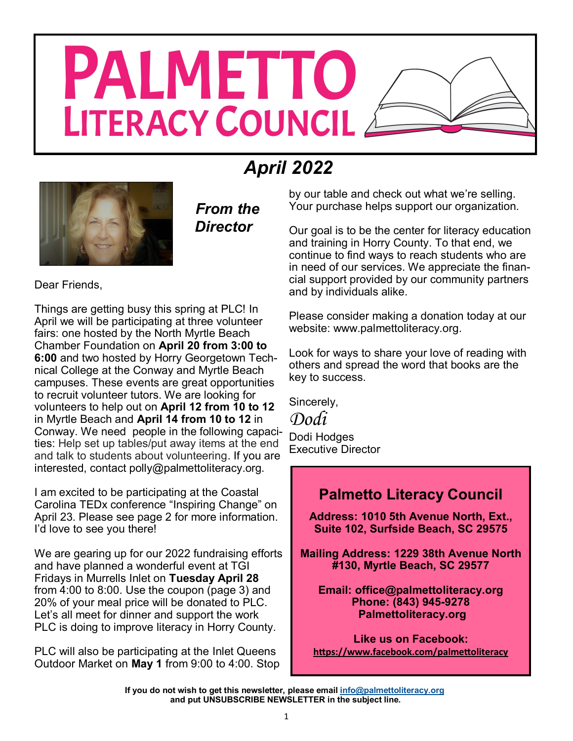# PALMETTO LITERACY COUNCIL

## April 2022

### From the Director

Dear Friends,

Things are getting busy this spring at PLC! In April we will be participating at three volunteer fairs: one hosted by the North Myrtle Beach Chamber Foundation on **April 20 from 3:00 to 6:00** and two hosted by Horry Georgetown Technical College at the Conway and Myrtle Beach campuses. These events are great opportunities to recruit volunteer tutors. We are looking for volunteers to help out on **April 12 from 10 to 12** in Myrtle Beach and **April 14 from 10 to 12** in Conway. We need people in the following capacities: Help set up tables/put away items at the end and talk to students about volunteering. If you are interested, contact polly@palmettoliteracy.org.

I am excited to be participating at the Coastal Carolina TEDx conference "Inspiring Change" on April 23. Please see page 2 for more information. I'd love to see you there!

We are gearing up for our 2022 fundraising efforts and have planned a wonderful event at TGI Fridays in Murrells Inlet on **Tuesday April 28** from 4:00 to 8:00. Use the coupon (page 3) and 20% of your meal price will be donated to PLC. Let's all meet for dinner and support the work PLC is doing to improve literacy in Horry County.

PLC will also be participating at the Inlet Queens Outdoor Market on **May 1** from 9:00 to 4:00. Stop by our table and check out what we're selling. Your purchase helps support our organization.

Our goal is to be the center for literacy education and training in Horry County. To that end, we continue to find ways to reach students who are in need of our services. We appreciate the financial support provided by our community partners and by individuals alike.

Please consider making a donation today at our website: www.palmettoliteracy.org.

Look for ways to share your love of reading with others and spread the word that books are the key to success.

Sincerely,

*Dodi*

Dodi Hodges
Executive Director

---

### Palmetto Literacy Council

**Address: 1010 5th Avenue North, Ext., Suite 102, Surfside Beach, SC 29575**

**Mailing Address: 1229 38th Avenue North #130, Myrtle Beach, SC 29577**

**Email: office@palmettoliteracy.org**
**Phone: (843) 945-9278**
**Palmettoliteracy.org**

**Like us on Facebook:**
**https://www.facebook.com/palmettoliteracy**

---

**If you do not wish to get this newsletter, please email info@palmettoliteracy.org and put UNSUBSCRIBE NEWSLETTER in the subject line.**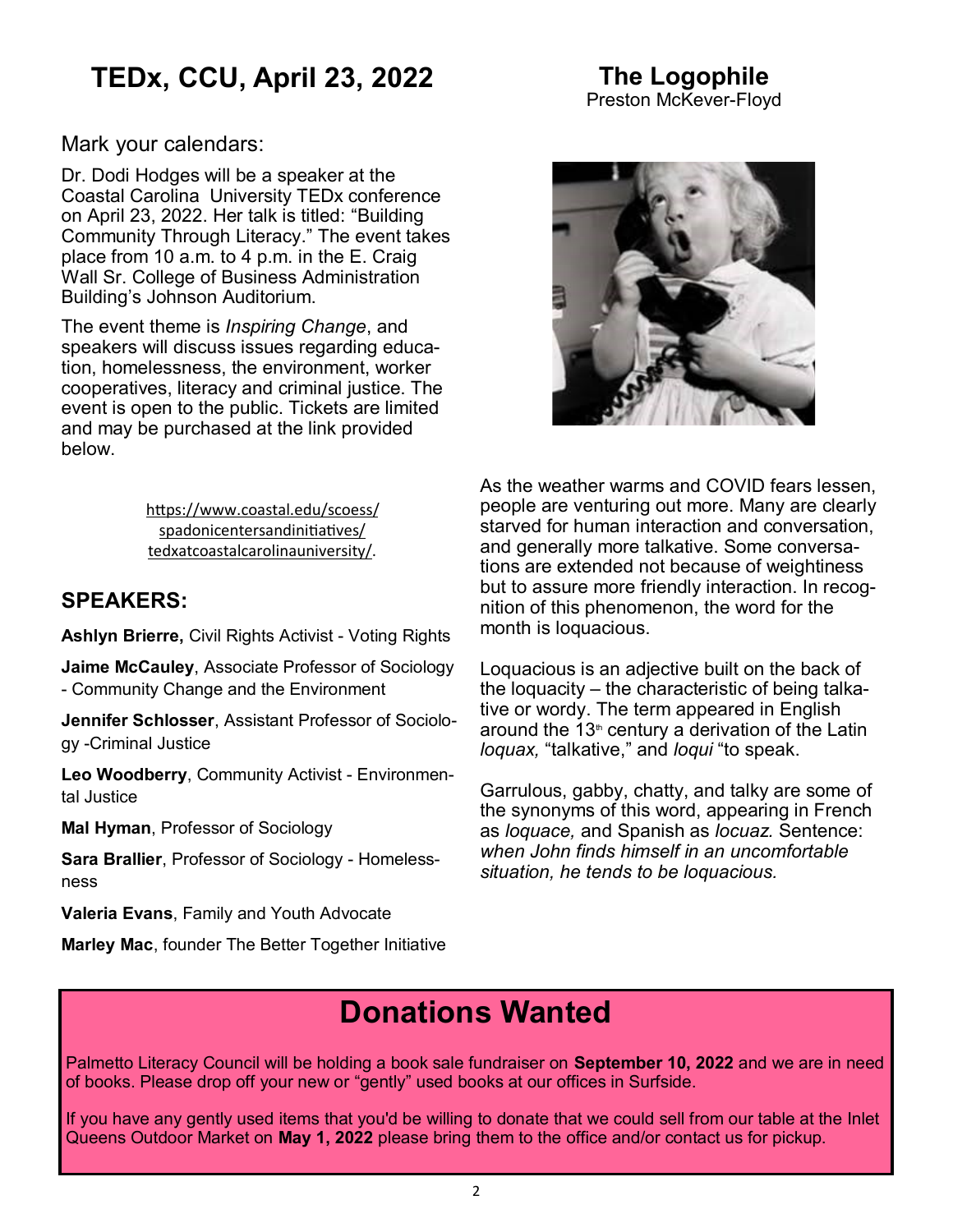## TEDx, CCU, April 23, 2022

Mark your calendars:

Dr. Dodi Hodges will be a speaker at the Coastal Carolina University TEDx conference on April 23, 2022. Her talk is titled: "Building Community Through Literacy." The event takes place from 10 a.m. to 4 p.m. in the E. Craig Wall Sr. College of Business Administration Building's Johnson Auditorium.

The event theme is *Inspiring Change*, and speakers will discuss issues regarding education, homelessness, the environment, worker cooperatives, literacy and criminal justice. The event is open to the public. Tickets are limited and may be purchased at the link provided below.

https://www.coastal.edu/scoess/spadonicentersandinitiatives/tedxatcoastalcarolinauniversity/.

### SPEAKERS:

**Ashlyn Brierre,** Civil Rights Activist - Voting Rights

**Jaime McCauley**, Associate Professor of Sociology - Community Change and the Environment

**Jennifer Schlosser**, Assistant Professor of Sociology -Criminal Justice

**Leo Woodberry**, Community Activist - Environmental Justice

**Mal Hyman**, Professor of Sociology

**Sara Brallier**, Professor of Sociology - Homelessness

**Valeria Evans**, Family and Youth Advocate

**Marley Mac**, founder The Better Together Initiative

## The Logophile

Preston McKever-Floyd

As the weather warms and COVID fears lessen, people are venturing out more. Many are clearly starved for human interaction and conversation, and generally more talkative. Some conversations are extended not because of weightiness but to assure more friendly interaction. In recognition of this phenomenon, the word for the month is loquacious.

Loquacious is an adjective built on the back of the loquacity – the characteristic of being talkative or wordy. The term appeared in English around the 13th century a derivation of the Latin *loquax,* "talkative," and *loqui* "to speak.

Garrulous, gabby, chatty, and talky are some of the synonyms of this word, appearing in French as *loquace,* and Spanish as *locuaz.* Sentence: *when John finds himself in an uncomfortable situation, he tends to be loquacious.*

## Donations Wanted

Palmetto Literacy Council will be holding a book sale fundraiser on **September 10, 2022** and we are in need of books. Please drop off your new or "gently" used books at our offices in Surfside.

If you have any gently used items that you'd be willing to donate that we could sell from our table at the Inlet Queens Outdoor Market on **May 1, 2022** please bring them to the office and/or contact us for pickup.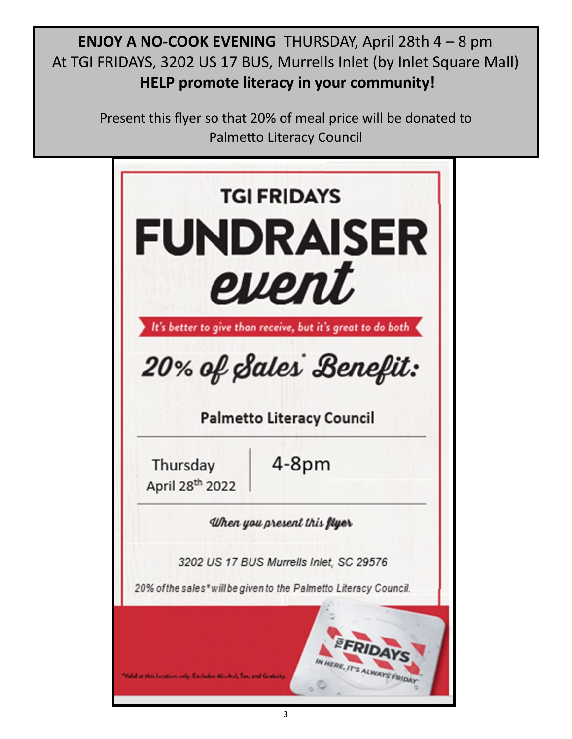**ENJOY A NO-COOK EVENING** THURSDAY, April 28th 4 – 8 pm
At TGI FRIDAYS, 3202 US 17 BUS, Murrells Inlet (by Inlet Square Mall)
**HELP promote literacy in your community!**

Present this flyer so that 20% of meal price will be donated to Palmetto Literacy Council

# TGI FRIDAYS

# FUNDRAISER *event*

*It's better to give than receive, but it's great to do both*

## *20% of Sales\* Benefit:*

**Palmetto Literacy Council**

Thursday
April 28th 2022

4-8pm

*When you present this flyer*

*3202 US 17 BUS Murrells Inlet, SC 29576*

*20% of the sales\* will be given to the Palmetto Literacy Council.*

\*Valid at this location only. Excludes Alcohol, Tax, and Gratuity.

TGI FRIDAYS
IN HERE, IT'S ALWAYS FRIDAY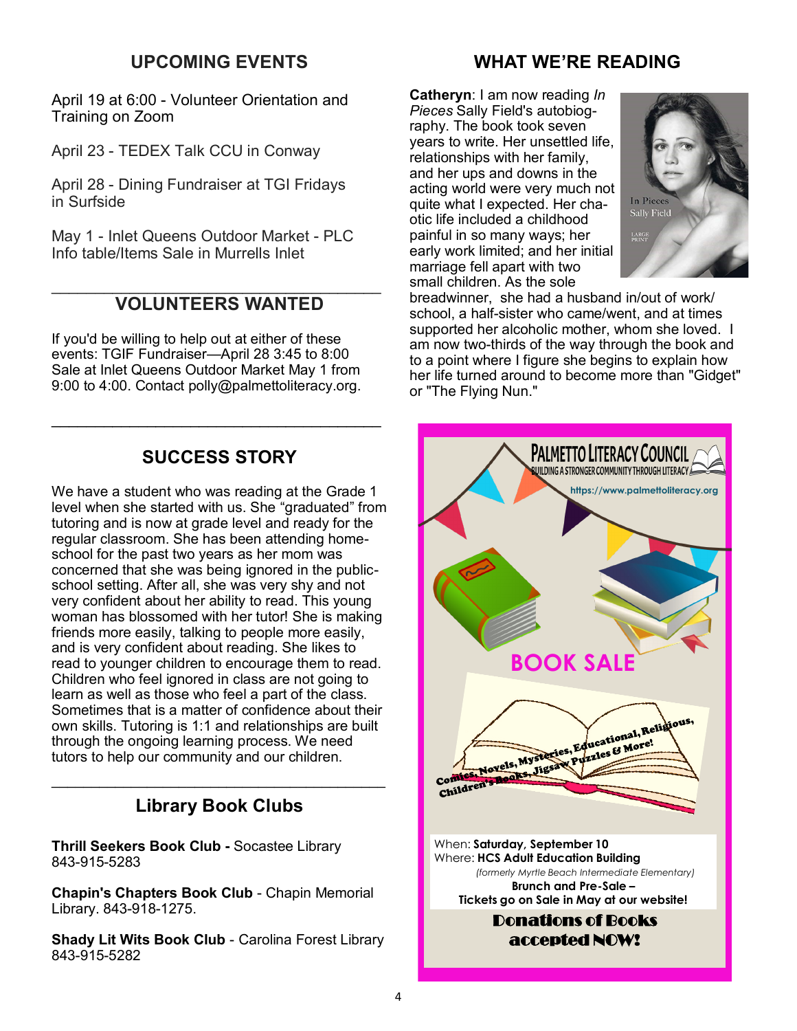## UPCOMING EVENTS

April 19 at 6:00 - Volunteer Orientation and Training on Zoom

April 23 - TEDEX Talk CCU in Conway

April 28 - Dining Fundraiser at TGI Fridays in Surfside

May 1 - Inlet Queens Outdoor Market - PLC Info table/Items Sale in Murrells Inlet

## VOLUNTEERS WANTED

If you'd be willing to help out at either of these events: TGIF Fundraiser—April 28 3:45 to 8:00 Sale at Inlet Queens Outdoor Market May 1 from 9:00 to 4:00. Contact polly@palmettoliteracy.org.

## SUCCESS STORY

We have a student who was reading at the Grade 1 level when she started with us. She "graduated" from tutoring and is now at grade level and ready for the regular classroom. She has been attending home-school for the past two years as her mom was concerned that she was being ignored in the public-school setting. After all, she was very shy and not very confident about her ability to read. This young woman has blossomed with her tutor! She is making friends more easily, talking to people more easily, and is very confident about reading. She likes to read to younger children to encourage them to read. Children who feel ignored in class are not going to learn as well as those who feel a part of the class. Sometimes that is a matter of confidence about their own skills. Tutoring is 1:1 and relationships are built through the ongoing learning process. We need tutors to help our community and our children.

## Library Book Clubs

**Thrill Seekers Book Club -** Socastee Library 843-915-5283

**Chapin's Chapters Book Club** - Chapin Memorial Library. 843-918-1275.

**Shady Lit Wits Book Club** - Carolina Forest Library 843-915-5282

## WHAT WE'RE READING

**Catheryn**: I am now reading *In Pieces* Sally Field's autobiography. The book took seven years to write. Her unsettled life, relationships with her family, and her ups and downs in the acting world were very much not quite what I expected. Her chaotic life included a childhood painful in so many ways; her early work limited; and her initial marriage fell apart with two small children. As the sole breadwinner, she had a husband in/out of work/ school, a half-sister who came/went, and at times supported her alcoholic mother, whom she loved. I am now two-thirds of the way through the book and to a point where I figure she begins to explain how her life turned around to become more than "Gidget" or "The Flying Nun."

PALMETTO LITERACY COUNCIL
BUILDING A STRONGER COMMUNITY THROUGH LITERACY
https://www.palmettoliteracy.org

BOOK SALE

Comics, Novels, Mysteries, Educational, Religious, Children's Books, Jigsaw Puzzles & More!

When: **Saturday, September 10**
Where: **HCS Adult Education Building**
*(formerly Myrtle Beach Intermediate Elementary)*
**Brunch and Pre-Sale –**
**Tickets go on Sale in May at our website!**

**Donations of Books accepted NOW!**